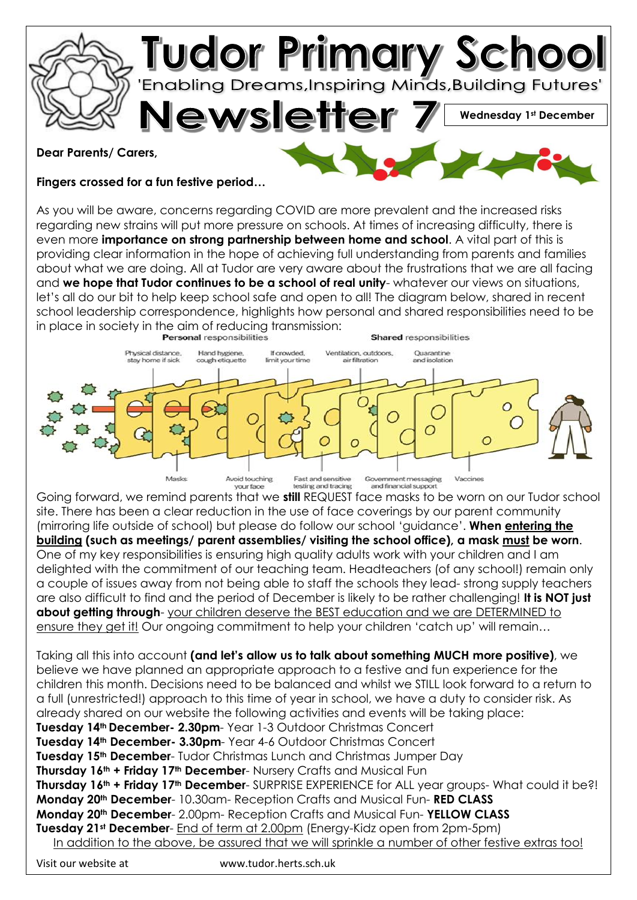# Tudor Primary School

'Enabling Dreams,Inspiring Minds,Building Futures'

# Newsletter 7

**Wednesday 1st December**

**Dear Parents/ Carers,**

**Fingers crossed for a fun festive period…**

As you will be aware, concerns regarding COVID are more prevalent and the increased risks regarding new strains will put more pressure on schools. At times of increasing difficulty, there is even more **importance on strong partnership between home and school**. A vital part of this is providing clear information in the hope of achieving full understanding from parents and families about what we are doing. All at Tudor are very aware about the frustrations that we are all facing and **we hope that Tudor continues to be a school of real unity**- whatever our views on situations, let's all do our bit to help keep school safe and open to all! The diagram below, shared in recent school leadership correspondence, highlights how personal and shared responsibilities need to be in place in society in the aim of reducing transmission:

**Personal** responsibilities — **Shared** responsibilities

Physical distance, stay home if sick · Hand hygiene, cough etiquette · If crowded, limit your time · Ventilation, outdoors, air filtration · Quarantine and isolation

Masks · Avoid touching your face · Fast and sensitive testing and tracing · Government messaging and financial support · Vaccines

Going forward, we remind parents that we **still** REQUEST face masks to be worn on our Tudor school site. There has been a clear reduction in the use of face coverings by our parent community (mirroring life outside of school) but please do follow our school 'guidance'. **When <u>entering the building</u> (such as meetings/ parent assemblies/ visiting the school office), a mask <u>must</u> be worn**. One of my key responsibilities is ensuring high quality adults work with your children and I am delighted with the commitment of our teaching team. Headteachers (of any school!) remain only a couple of issues away from not being able to staff the schools they lead- strong supply teachers are also difficult to find and the period of December is likely to be rather challenging! **It is NOT just about getting through**- <u>your children deserve the BEST education and we are DETERMINED to ensure they get it!</u> Our ongoing commitment to help your children 'catch up' will remain…

Taking all this into account **(and let's allow us to talk about something MUCH more positive)**, we believe we have planned an appropriate approach to a festive and fun experience for the children this month. Decisions need to be balanced and whilst we STILL look forward to a return to a full (unrestricted!) approach to this time of year in school, we have a duty to consider risk. As already shared on our website the following activities and events will be taking place:

**Tuesday 14th December- 2.30pm**- Year 1-3 Outdoor Christmas Concert
**Tuesday 14th December- 3.30pm**- Year 4-6 Outdoor Christmas Concert
**Tuesday 15th December**- Tudor Christmas Lunch and Christmas Jumper Day
**Thursday 16th + Friday 17th December**- Nursery Crafts and Musical Fun
**Thursday 16th + Friday 17th December**- SURPRISE EXPERIENCE for ALL year groups- What could it be?!
**Monday 20th December**- 10.30am- Reception Crafts and Musical Fun- **RED CLASS**
**Monday 20th December**- 2.00pm- Reception Crafts and Musical Fun- **YELLOW CLASS**
**Tuesday 21st December**- <u>End of term at 2.00pm</u> (Energy-Kidz open from 2pm-5pm)

<u>In addition to the above, be assured that we will sprinkle a number of other festive extras too!</u>

Visit our website at www.tudor.herts.sch.uk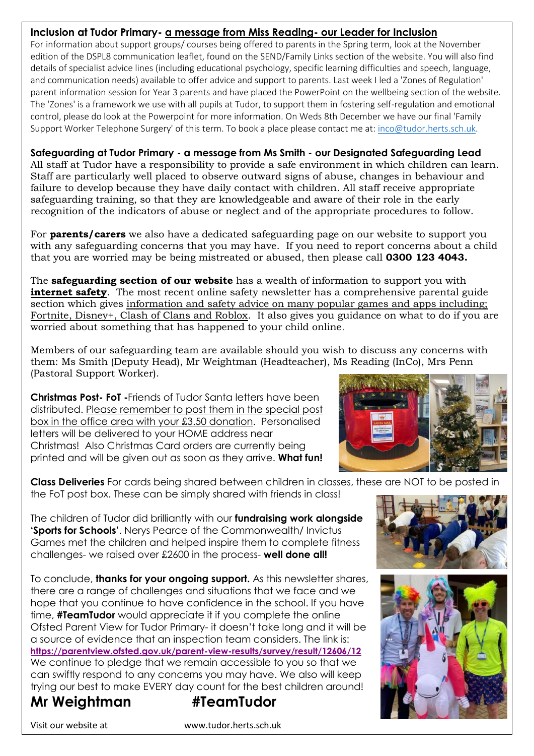**Inclusion at Tudor Primary- a message from Miss Reading- our Leader for Inclusion**

For information about support groups/ courses being offered to parents in the Spring term, look at the November edition of the DSPL8 communication leaflet, found on the SEND/Family Links section of the website. You will also find details of specialist advice lines (including educational psychology, specific learning difficulties and speech, language, and communication needs) available to offer advice and support to parents. Last week I led a 'Zones of Regulation' parent information session for Year 3 parents and have placed the PowerPoint on the wellbeing section of the website. The 'Zones' is a framework we use with all pupils at Tudor, to support them in fostering self-regulation and emotional control, please do look at the Powerpoint for more information. On Weds 8th December we have our final 'Family Support Worker Telephone Surgery' of this term. To book a place please contact me at: inco@tudor.herts.sch.uk.

**Safeguarding at Tudor Primary - a message from Ms Smith - our Designated Safeguarding Lead**

All staff at Tudor have a responsibility to provide a safe environment in which children can learn. Staff are particularly well placed to observe outward signs of abuse, changes in behaviour and failure to develop because they have daily contact with children. All staff receive appropriate safeguarding training, so that they are knowledgeable and aware of their role in the early recognition of the indicators of abuse or neglect and of the appropriate procedures to follow.

For **parents/carers** we also have a dedicated safeguarding page on our website to support you with any safeguarding concerns that you may have. If you need to report concerns about a child that you are worried may be being mistreated or abused, then please call **0300 123 4043.**

The **safeguarding section of our website** has a wealth of information to support you with **internet safety**. The most recent online safety newsletter has a comprehensive parental guide section which gives information and safety advice on many popular games and apps including; Fortnite, Disney+, Clash of Clans and Roblox. It also gives you guidance on what to do if you are worried about something that has happened to your child online.

Members of our safeguarding team are available should you wish to discuss any concerns with them: Ms Smith (Deputy Head), Mr Weightman (Headteacher), Ms Reading (InCo), Mrs Penn (Pastoral Support Worker).

**Christmas Post- FoT -**Friends of Tudor Santa letters have been distributed. Please remember to post them in the special post box in the office area with your £3.50 donation. Personalised letters will be delivered to your HOME address near Christmas! Also Christmas Card orders are currently being printed and will be given out as soon as they arrive. **What fun!**

**Class Deliveries** For cards being shared between children in classes, these are NOT to be posted in the FoT post box. These can be simply shared with friends in class!

The children of Tudor did brilliantly with our **fundraising work alongside 'Sports for Schools'**. Nerys Pearce of the Commonwealth/ Invictus Games met the children and helped inspire them to complete fitness challenges- we raised over £2600 in the process- **well done all!**

To conclude, **thanks for your ongoing support.** As this newsletter shares, there are a range of challenges and situations that we face and we hope that you continue to have confidence in the school. If you have time, **#TeamTudor** would appreciate it if you complete the online Ofsted Parent View for Tudor Primary- it doesn't take long and it will be a source of evidence that an inspection team considers. The link is: **https://parentview.ofsted.gov.uk/parent-view-results/survey/result/12606/12**
We continue to pledge that we remain accessible to you so that we can swiftly respond to any concerns you may have. We also will keep trying our best to make EVERY day count for the best children around!

**Mr Weightman** **#TeamTudor**

Visit our website at www.tudor.herts.sch.uk